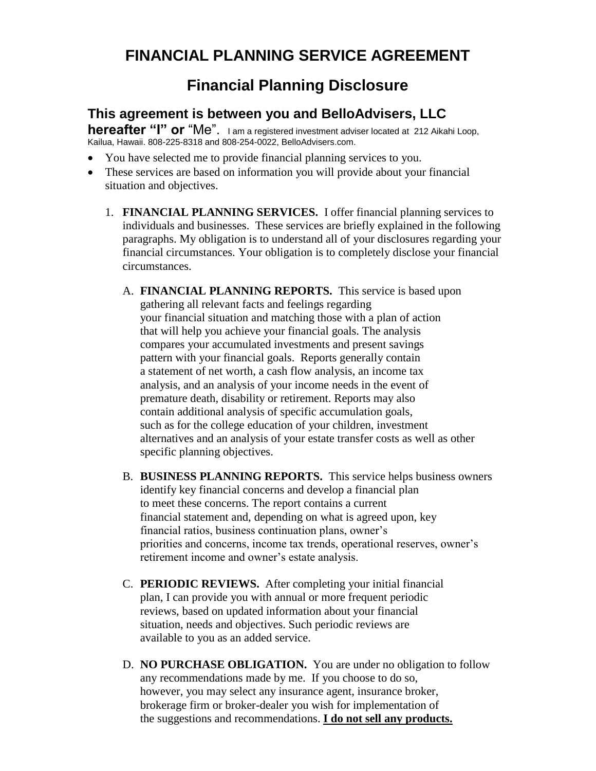# FINANCIAL PLANNING SERVICE AGREEMENT

## Financial Planning Disclosure

### This agreement is between you and BelloAdvisers, LLC hereafter "I" or "Me".

I am a registered investment adviser located at 212 Aikahi Loop, Kailua, Hawaii. 808-225-8318 and 808-254-0022, BelloAdvisers.com.

- You have selected me to provide financial planning services to you.
- These services are based on information you will provide about your financial situation and objectives.

1. **FINANCIAL PLANNING SERVICES.** I offer financial planning services to individuals and businesses. These services are briefly explained in the following paragraphs. My obligation is to understand all of your disclosures regarding your financial circumstances. Your obligation is to completely disclose your financial circumstances.

   A. **FINANCIAL PLANNING REPORTS.** This service is based upon gathering all relevant facts and feelings regarding your financial situation and matching those with a plan of action that will help you achieve your financial goals. The analysis compares your accumulated investments and present savings pattern with your financial goals. Reports generally contain a statement of net worth, a cash flow analysis, an income tax analysis, and an analysis of your income needs in the event of premature death, disability or retirement. Reports may also contain additional analysis of specific accumulation goals, such as for the college education of your children, investment alternatives and an analysis of your estate transfer costs as well as other specific planning objectives.

   B. **BUSINESS PLANNING REPORTS.** This service helps business owners identify key financial concerns and develop a financial plan to meet these concerns. The report contains a current financial statement and, depending on what is agreed upon, key financial ratios, business continuation plans, owner's priorities and concerns, income tax trends, operational reserves, owner's retirement income and owner's estate analysis.

   C. **PERIODIC REVIEWS.** After completing your initial financial plan, I can provide you with annual or more frequent periodic reviews, based on updated information about your financial situation, needs and objectives. Such periodic reviews are available to you as an added service.

   D. **NO PURCHASE OBLIGATION.** You are under no obligation to follow any recommendations made by me. If you choose to do so, however, you may select any insurance agent, insurance broker, brokerage firm or broker-dealer you wish for implementation of the suggestions and recommendations. **<u>I do not sell any products.</u>**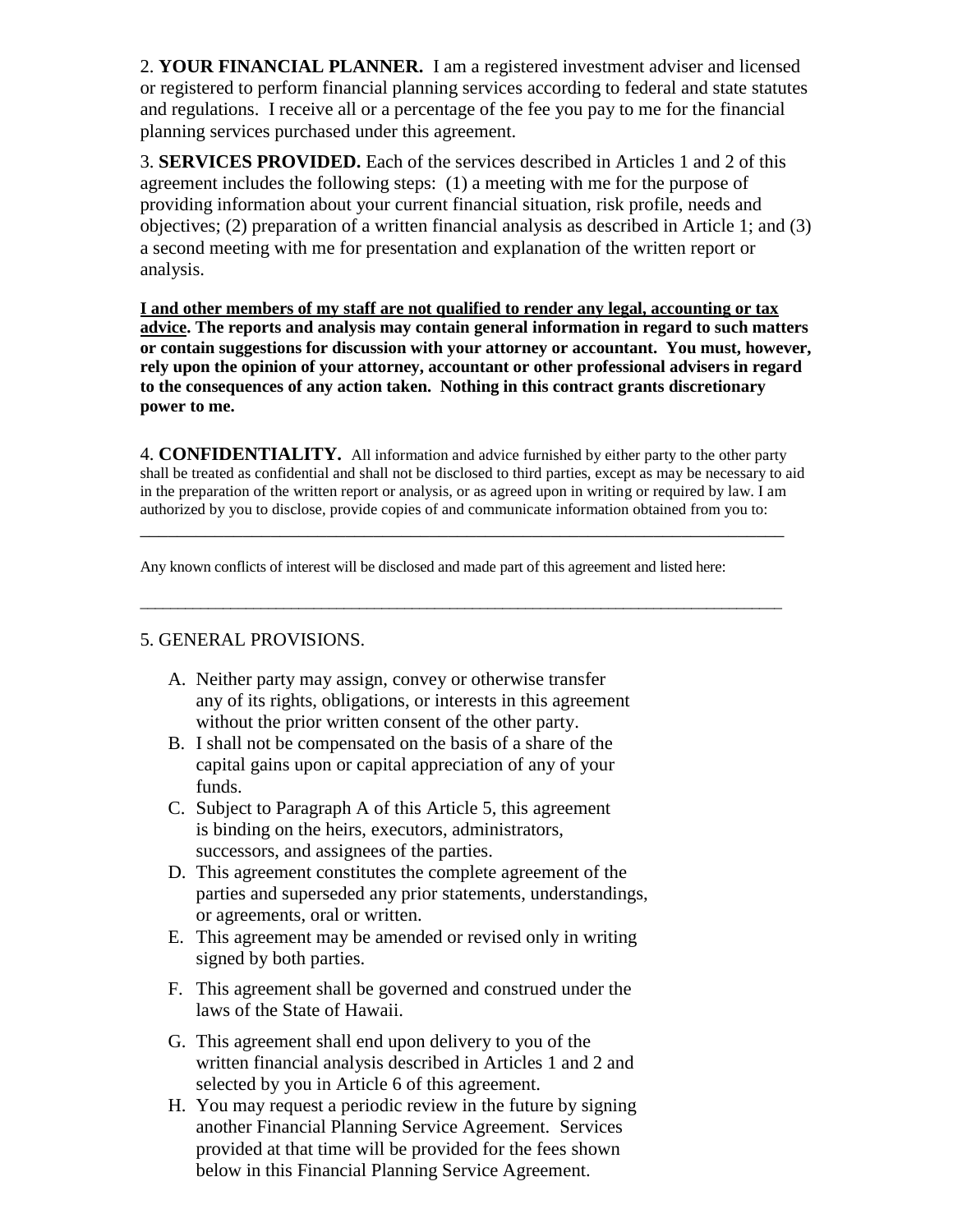2. **YOUR FINANCIAL PLANNER.** I am a registered investment adviser and licensed or registered to perform financial planning services according to federal and state statutes and regulations. I receive all or a percentage of the fee you pay to me for the financial planning services purchased under this agreement.

3. **SERVICES PROVIDED.** Each of the services described in Articles 1 and 2 of this agreement includes the following steps: (1) a meeting with me for the purpose of providing information about your current financial situation, risk profile, needs and objectives; (2) preparation of a written financial analysis as described in Article 1; and (3) a second meeting with me for presentation and explanation of the written report or analysis.

**<u>I and other members of my staff are not qualified to render any legal, accounting or tax advice</u>. The reports and analysis may contain general information in regard to such matters or contain suggestions for discussion with your attorney or accountant. You must, however, rely upon the opinion of your attorney, accountant or other professional advisers in regard to the consequences of any action taken. Nothing in this contract grants discretionary power to me.**

4. **CONFIDENTIALITY.** All information and advice furnished by either party to the other party shall be treated as confidential and shall not be disclosed to third parties, except as may be necessary to aid in the preparation of the written report or analysis, or as agreed upon in writing or required by law. I am authorized by you to disclose, provide copies of and communicate information obtained from you to:

\_\_\_\_\_\_\_\_\_\_\_\_\_\_\_\_\_\_\_\_\_\_\_\_\_\_\_\_\_\_\_\_\_\_\_\_\_\_\_\_\_\_\_\_\_\_\_\_\_\_\_\_\_\_\_\_\_\_\_\_\_\_\_\_\_\_\_\_\_\_\_\_

Any known conflicts of interest will be disclosed and made part of this agreement and listed here:

\_\_\_\_\_\_\_\_\_\_\_\_\_\_\_\_\_\_\_\_\_\_\_\_\_\_\_\_\_\_\_\_\_\_\_\_\_\_\_\_\_\_\_\_\_\_\_\_\_\_\_\_\_\_\_\_\_\_\_\_\_\_\_\_\_\_\_\_\_\_\_\_

5. GENERAL PROVISIONS.

A. Neither party may assign, convey or otherwise transfer any of its rights, obligations, or interests in this agreement without the prior written consent of the other party.
B. I shall not be compensated on the basis of a share of the capital gains upon or capital appreciation of any of your funds.
C. Subject to Paragraph A of this Article 5, this agreement is binding on the heirs, executors, administrators, successors, and assignees of the parties.
D. This agreement constitutes the complete agreement of the parties and superseded any prior statements, understandings, or agreements, oral or written.
E. This agreement may be amended or revised only in writing signed by both parties.
F. This agreement shall be governed and construed under the laws of the State of Hawaii.
G. This agreement shall end upon delivery to you of the written financial analysis described in Articles 1 and 2 and selected by you in Article 6 of this agreement.
H. You may request a periodic review in the future by signing another Financial Planning Service Agreement. Services provided at that time will be provided for the fees shown below in this Financial Planning Service Agreement.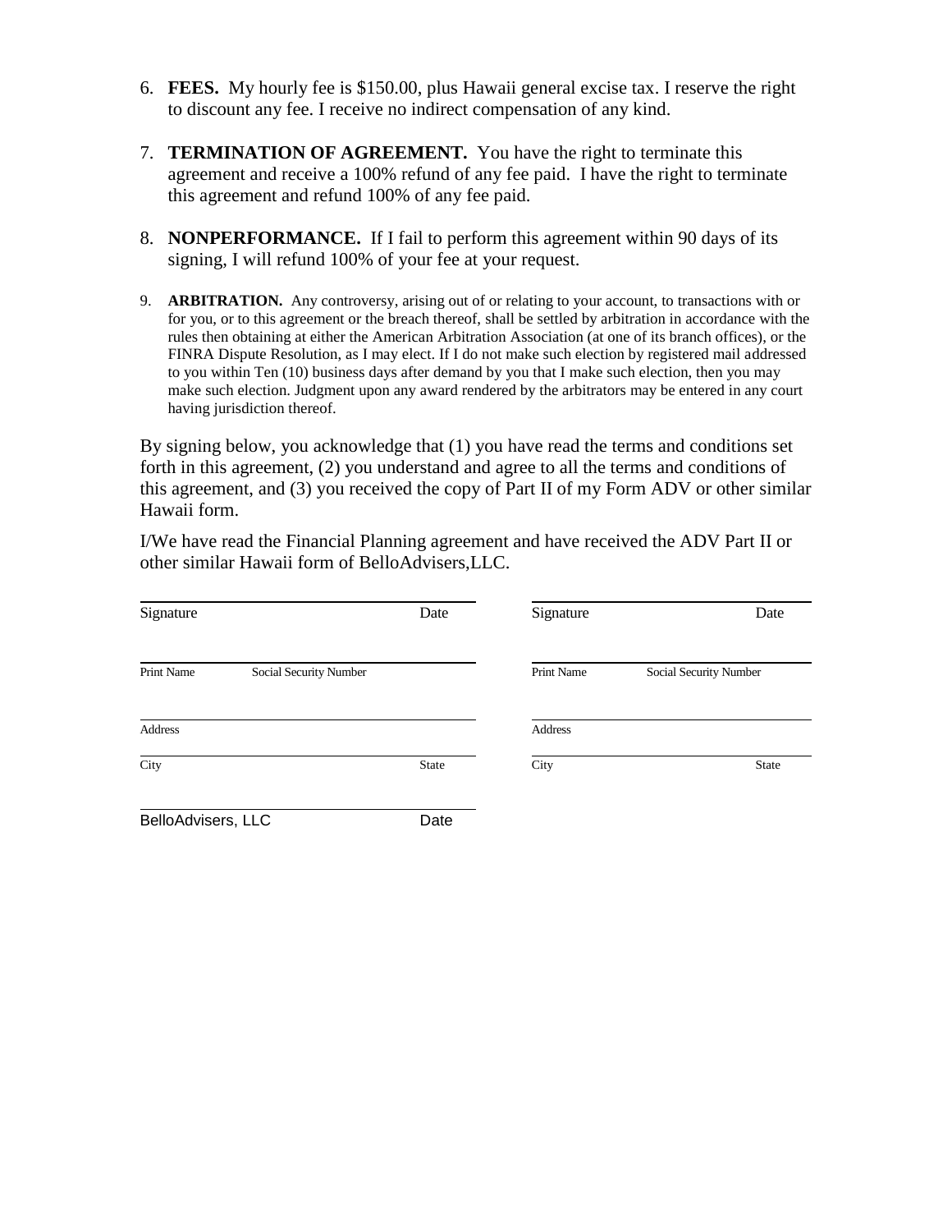6. **FEES.** My hourly fee is $150.00, plus Hawaii general excise tax. I reserve the right to discount any fee. I receive no indirect compensation of any kind.

7. **TERMINATION OF AGREEMENT.** You have the right to terminate this agreement and receive a 100% refund of any fee paid. I have the right to terminate this agreement and refund 100% of any fee paid.

8. **NONPERFORMANCE.** If I fail to perform this agreement within 90 days of its signing, I will refund 100% of your fee at your request.

9. **ARBITRATION.** Any controversy, arising out of or relating to your account, to transactions with or for you, or to this agreement or the breach thereof, shall be settled by arbitration in accordance with the rules then obtaining at either the American Arbitration Association (at one of its branch offices), or the FINRA Dispute Resolution, as I may elect. If I do not make such election by registered mail addressed to you within Ten (10) business days after demand by you that I make such election, then you may make such election. Judgment upon any award rendered by the arbitrators may be entered in any court having jurisdiction thereof.

By signing below, you acknowledge that (1) you have read the terms and conditions set forth in this agreement, (2) you understand and agree to all the terms and conditions of this agreement, and (3) you received the copy of Part II of my Form ADV or other similar Hawaii form.

I/We have read the Financial Planning agreement and have received the ADV Part II or other similar Hawaii form of BelloAdvisers,LLC.

Signature  Date

Print Name  Social Security Number

Address

City  State

Signature  Date

Print Name  Social Security Number

Address

City  State

BelloAdvisers, LLC  Date